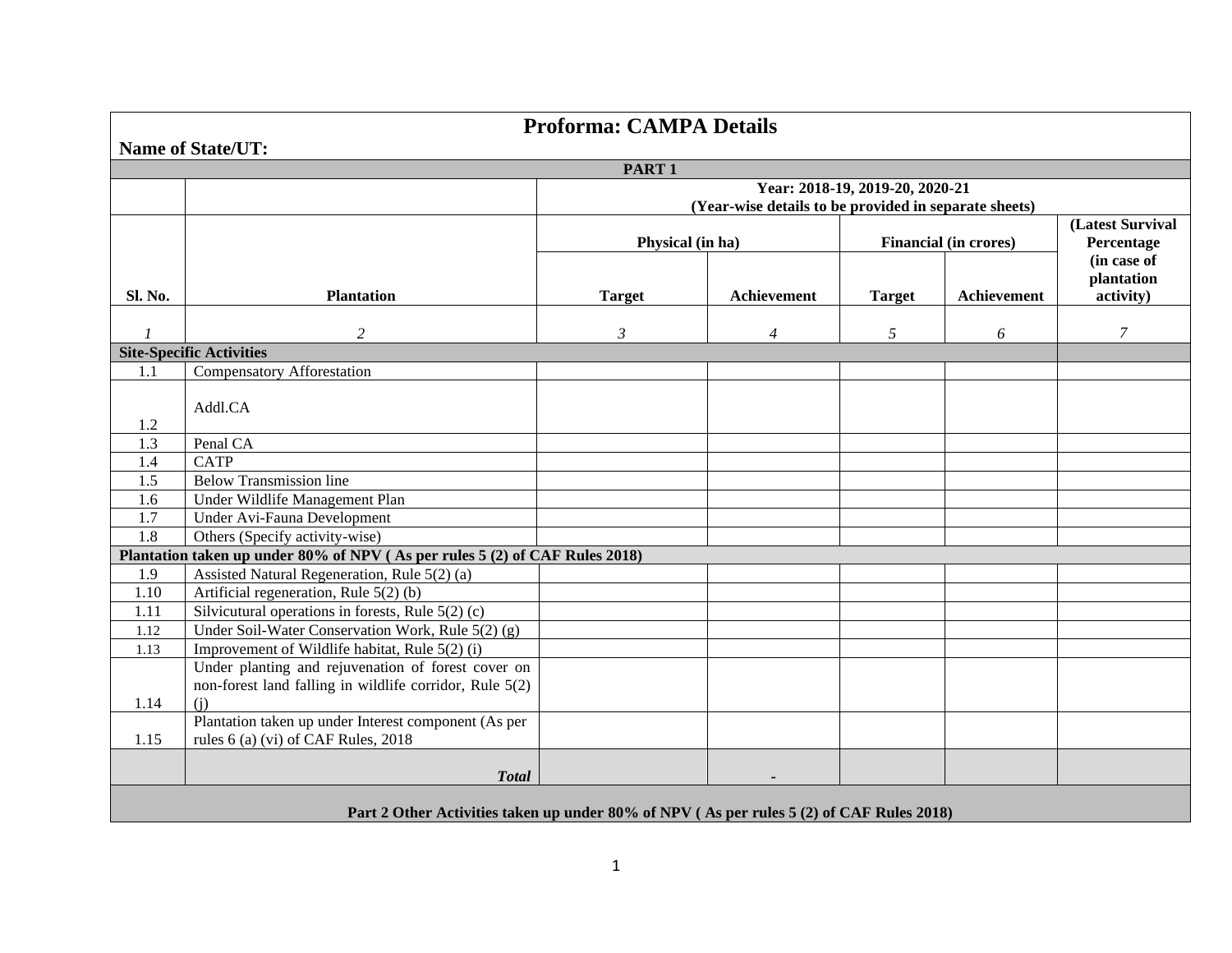# Proforma: CAMPA Details

**Name of State/UT:**

| | | | | | | |
|---|---|---|---|---|---|---|
| **PART 1** | | | | | | |
| | | **Year: 2018-19, 2019-20, 2020-21 (Year-wise details to be provided in separate sheets)** | | | | |
| | | **Physical (in ha)** | | **Financial (in crores)** | | **(Latest Survival Percentage (in case of plantation activity)** |
| **Sl. No.** | **Plantation** | **Target** | **Achievement** | **Target** | **Achievement** | |
| *1* | *2* | *3* | *4* | *5* | *6* | *7* |
| **Site-Specific Activities** | | | | | | |
| 1.1 | Compensatory Afforestation | | | | | |
| 1.2 | Addl.CA | | | | | |
| 1.3 | Penal CA | | | | | |
| 1.4 | CATP | | | | | |
| 1.5 | Below Transmission line | | | | | |
| 1.6 | Under Wildlife Management Plan | | | | | |
| 1.7 | Under Avi-Fauna Development | | | | | |
| 1.8 | Others (Specify activity-wise) | | | | | |
| **Plantation taken up under 80% of NPV ( As per rules 5 (2) of CAF Rules 2018)** | | | | | | |
| 1.9 | Assisted Natural Regeneration, Rule 5(2) (a) | | | | | |
| 1.10 | Artificial regeneration, Rule 5(2) (b) | | | | | |
| 1.11 | Silvicutural operations in forests, Rule 5(2) (c) | | | | | |
| 1.12 | Under Soil-Water Conservation Work, Rule 5(2) (g) | | | | | |
| 1.13 | Improvement of Wildlife habitat, Rule 5(2) (i) | | | | | |
| 1.14 | Under planting and rejuvenation of forest cover on non-forest land falling in wildlife corridor, Rule 5(2) (j) | | | | | |
| 1.15 | Plantation taken up under Interest component (As per rules 6 (a) (vi) of CAF Rules, 2018 | | | | | |
| | ***Total*** | | - | | | |

**Part 2 Other Activities taken up under 80% of NPV ( As per rules 5 (2) of CAF Rules 2018)**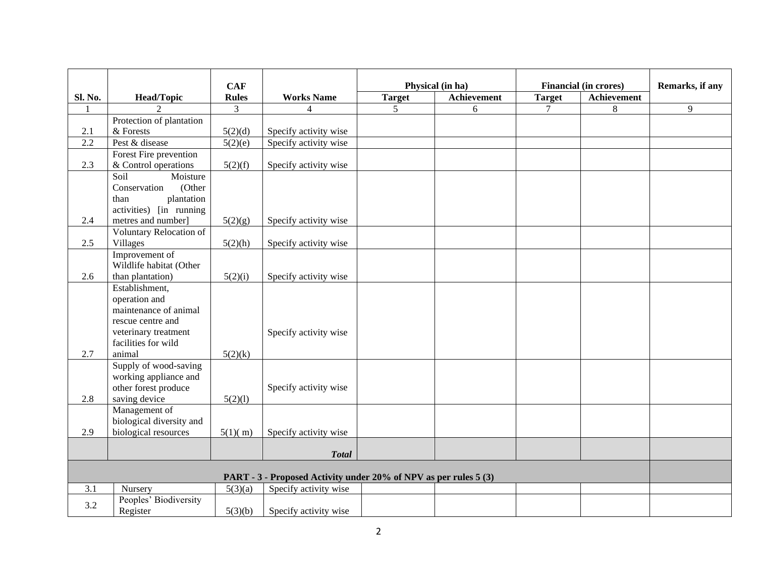| Sl. No. | Head/Topic | CAF Rules | Works Name | Physical (in ha) | | Financial (in crores) | | Remarks, if any |
|---|---|---|---|---|---|---|---|---|
| | | | | Target | Achievement | Target | Achievement | |
| 1 | 2 | 3 | 4 | 5 | 6 | 7 | 8 | 9 |
| 2.1 | Protection of plantation & Forests | 5(2)(d) | Specify activity wise | | | | | |
| 2.2 | Pest & disease | 5(2)(e) | Specify activity wise | | | | | |
| 2.3 | Forest Fire prevention & Control operations | 5(2)(f) | Specify activity wise | | | | | |
| 2.4 | Soil Moisture Conservation (Other than plantation activities) [in running metres and number] | 5(2)(g) | Specify activity wise | | | | | |
| 2.5 | Voluntary Relocation of Villages | 5(2)(h) | Specify activity wise | | | | | |
| 2.6 | Improvement of Wildlife habitat (Other than plantation) | 5(2)(i) | Specify activity wise | | | | | |
| 2.7 | Establishment, operation and maintenance of animal rescue centre and veterinary treatment facilities for wild animal | 5(2)(k) | Specify activity wise | | | | | |
| 2.8 | Supply of wood-saving working appliance and other forest produce saving device | 5(2)(l) | Specify activity wise | | | | | |
| 2.9 | Management of biological diversity and biological resources | 5(1)( m) | Specify activity wise | | | | | |
| | | | ***Total*** | | | | | |
| **PART - 3 - Proposed Activity under 20% of NPV as per rules 5 (3)** | | | | | | | | |
| 3.1 | Nursery | 5(3)(a) | Specify activity wise | | | | | |
| 3.2 | Peoples' Biodiversity Register | 5(3)(b) | Specify activity wise | | | | | |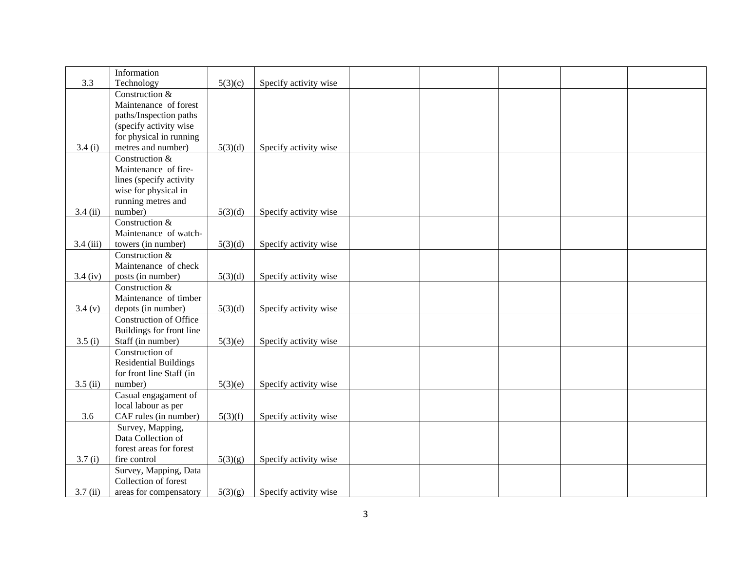| | | | | | | | | |
|---|---|---|---|---|---|---|---|---|
| 3.3 | Information Technology | 5(3)(c) | Specify activity wise | | | | | |
| 3.4 (i) | Construction & Maintenance of forest paths/Inspection paths (specify activity wise for physical in running metres and number) | 5(3)(d) | Specify activity wise | | | | | |
| 3.4 (ii) | Construction & Maintenance of fire-lines (specify activity wise for physical in running metres and number) | 5(3)(d) | Specify activity wise | | | | | |
| 3.4 (iii) | Construction & Maintenance of watch-towers (in number) | 5(3)(d) | Specify activity wise | | | | | |
| 3.4 (iv) | Construction & Maintenance of check posts (in number) | 5(3)(d) | Specify activity wise | | | | | |
| 3.4 (v) | Construction & Maintenance of timber depots (in number) | 5(3)(d) | Specify activity wise | | | | | |
| 3.5 (i) | Construction of Office Buildings for front line Staff (in number) | 5(3)(e) | Specify activity wise | | | | | |
| 3.5 (ii) | Construction of Residential Buildings for front line Staff (in number) | 5(3)(e) | Specify activity wise | | | | | |
| 3.6 | Casual engagament of local labour as per CAF rules (in number) | 5(3)(f) | Specify activity wise | | | | | |
| 3.7 (i) | Survey, Mapping, Data Collection of forest areas for forest fire control | 5(3)(g) | Specify activity wise | | | | | |
| 3.7 (ii) | Survey, Mapping, Data Collection of forest areas for compensatory | 5(3)(g) | Specify activity wise | | | | | |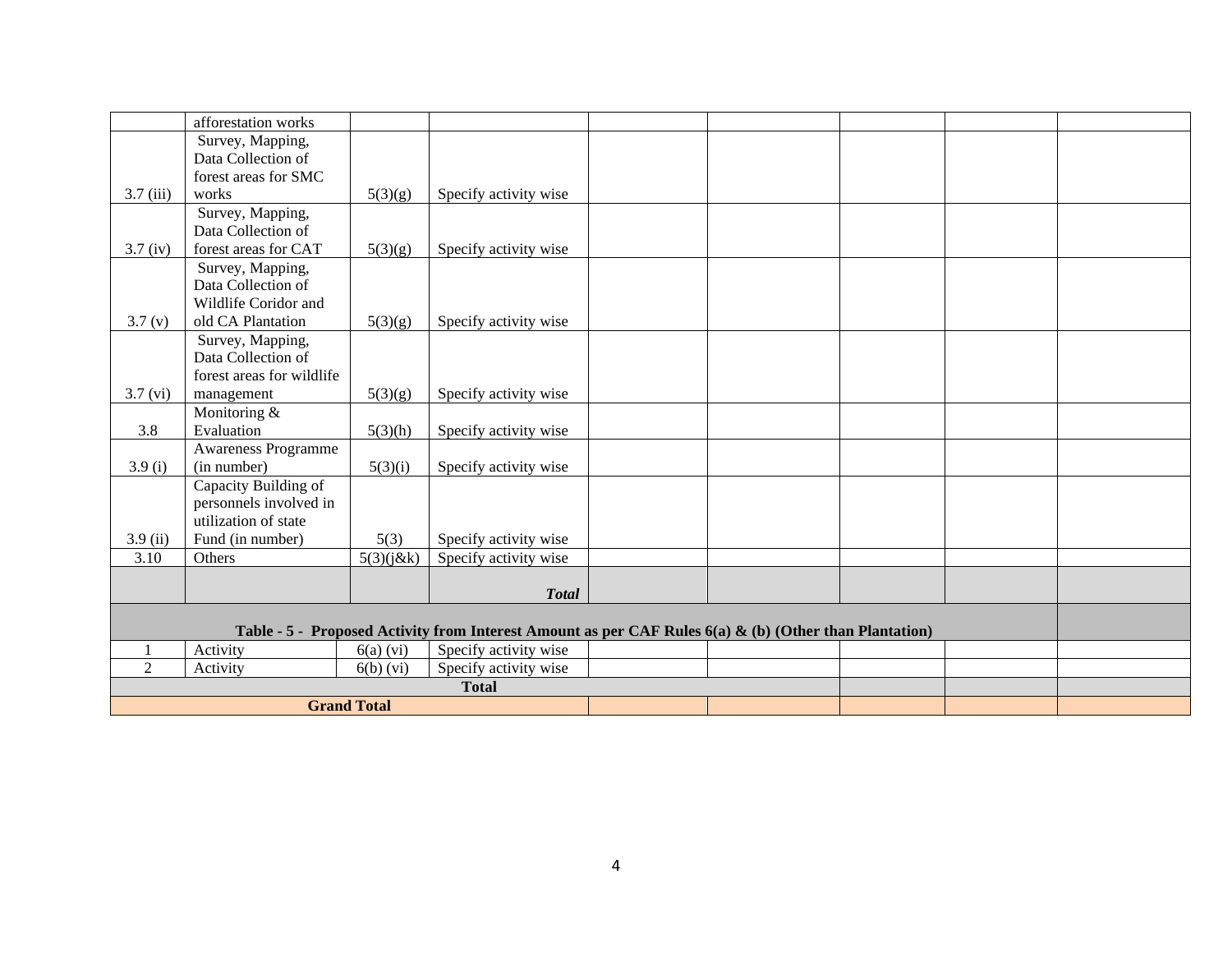| | | | | | | | | |
|---|---|---|---|---|---|---|---|---|
| | afforestation works | | | | | | | |
| 3.7 (iii) | Survey, Mapping, Data Collection of forest areas for SMC works | 5(3)(g) | Specify activity wise | | | | | |
| 3.7 (iv) | Survey, Mapping, Data Collection of forest areas for CAT | 5(3)(g) | Specify activity wise | | | | | |
| 3.7 (v) | Survey, Mapping, Data Collection of Wildlife Coridor and old CA Plantation | 5(3)(g) | Specify activity wise | | | | | |
| 3.7 (vi) | Survey, Mapping, Data Collection of forest areas for wildlife management | 5(3)(g) | Specify activity wise | | | | | |
| 3.8 | Monitoring & Evaluation | 5(3)(h) | Specify activity wise | | | | | |
| 3.9 (i) | Awareness Programme (in number) | 5(3)(i) | Specify activity wise | | | | | |
| 3.9 (ii) | Capacity Building of personnels involved in utilization of state Fund (in number) | 5(3) | Specify activity wise | | | | | |
| 3.10 | Others | 5(3)(j&k) | Specify activity wise | | | | | |
| | | | ***Total*** | | | | | |
| **Table - 5 - Proposed Activity from Interest Amount as per CAF Rules 6(a) & (b) (Other than Plantation)** | | | | | | | | |
| 1 | Activity | 6(a) (vi) | Specify activity wise | | | | | |
| 2 | Activity | 6(b) (vi) | Specify activity wise | | | | | |
| **Total** | | | | | | | | |
| **Grand Total** | | | | | | | | |